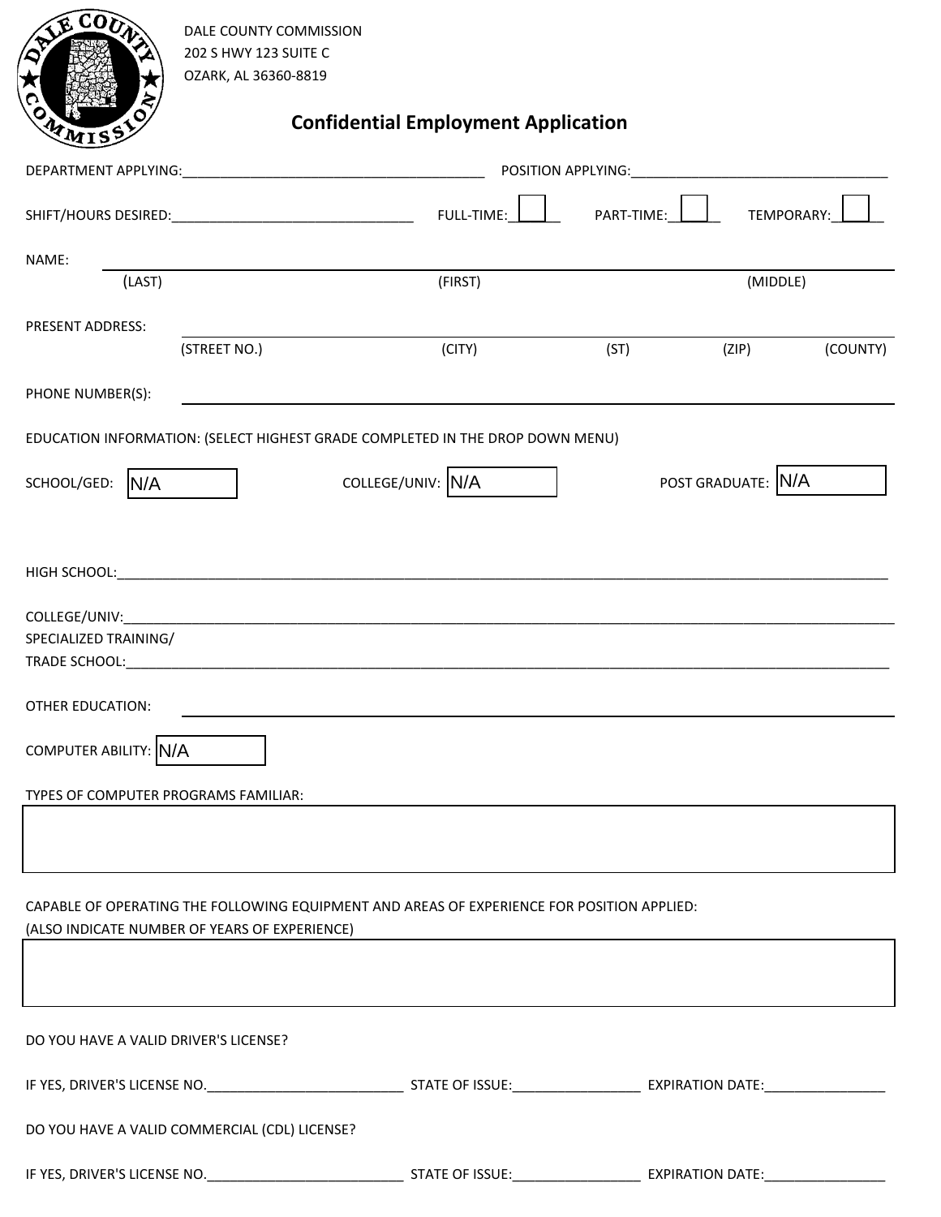DALE COUNTY COMMISSION
202 S HWY 123 SUITE C
OZARK, AL 36360-8819

# Confidential Employment Application

DEPARTMENT APPLYING:________________________________________ POSITION APPLYING:__________________________________

SHIFT/HOURS DESIRED:________________________________ FULL-TIME:☐ PART-TIME:☐ TEMPORARY:☐

NAME: ______________________________________________________________________________
(LAST) (FIRST) (MIDDLE)

PRESENT ADDRESS: ______________________________________________________________________________
(STREET NO.) (CITY) (ST) (ZIP) (COUNTY)

PHONE NUMBER(S): ______________________________________________________________________________

EDUCATION INFORMATION: (SELECT HIGHEST GRADE COMPLETED IN THE DROP DOWN MENU)

SCHOOL/GED: N/A COLLEGE/UNIV: N/A POST GRADUATE: N/A

HIGH SCHOOL:______________________________________________________________________________

COLLEGE/UNIV:______________________________________________________________________________

SPECIALIZED TRAINING/
TRADE SCHOOL:______________________________________________________________________________

OTHER EDUCATION: ______________________________________________________________________________

COMPUTER ABILITY: N/A

TYPES OF COMPUTER PROGRAMS FAMILIAR:

CAPABLE OF OPERATING THE FOLLOWING EQUIPMENT AND AREAS OF EXPERIENCE FOR POSITION APPLIED:
(ALSO INDICATE NUMBER OF YEARS OF EXPERIENCE)

DO YOU HAVE A VALID DRIVER'S LICENSE?

IF YES, DRIVER'S LICENSE NO.__________________________ STATE OF ISSUE:_________________ EXPIRATION DATE:________________

DO YOU HAVE A VALID COMMERCIAL (CDL) LICENSE?

IF YES, DRIVER'S LICENSE NO.__________________________ STATE OF ISSUE:_________________ EXPIRATION DATE:________________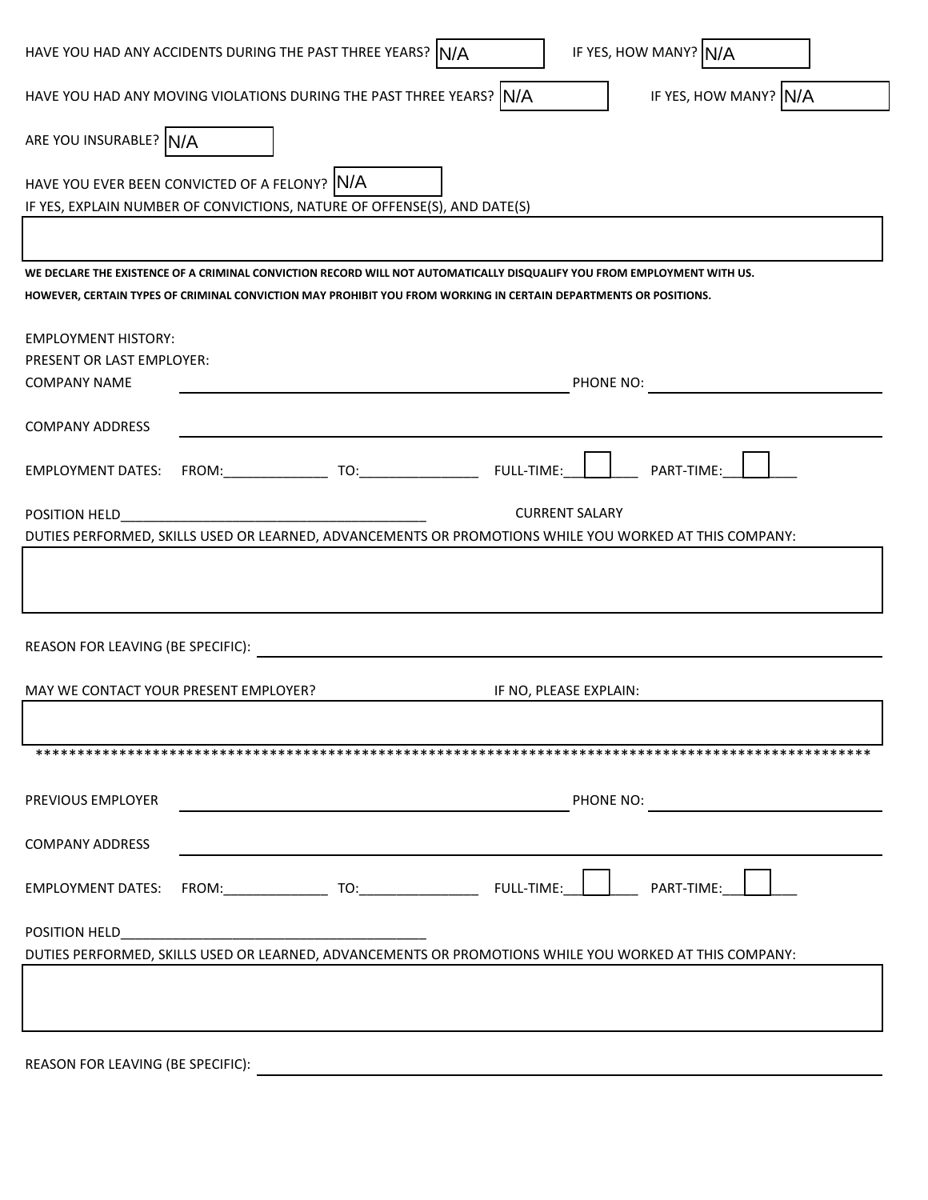HAVE YOU HAD ANY ACCIDENTS DURING THE PAST THREE YEARS? N/A IF YES, HOW MANY? N/A

HAVE YOU HAD ANY MOVING VIOLATIONS DURING THE PAST THREE YEARS? N/A IF YES, HOW MANY? N/A

ARE YOU INSURABLE? N/A

HAVE YOU EVER BEEN CONVICTED OF A FELONY? N/A

IF YES, EXPLAIN NUMBER OF CONVICTIONS, NATURE OF OFFENSE(S), AND DATE(S)

**WE DECLARE THE EXISTENCE OF A CRIMINAL CONVICTION RECORD WILL NOT AUTOMATICALLY DISQUALIFY YOU FROM EMPLOYMENT WITH US. HOWEVER, CERTAIN TYPES OF CRIMINAL CONVICTION MAY PROHIBIT YOU FROM WORKING IN CERTAIN DEPARTMENTS OR POSITIONS.**

EMPLOYMENT HISTORY:

PRESENT OR LAST EMPLOYER:

COMPANY NAME ______________________ PHONE NO: ______________________

COMPANY ADDRESS ______________________

EMPLOYMENT DATES: FROM:______________ TO:________________ FULL-TIME:____ PART-TIME:____

POSITION HELD__________________________________________ CURRENT SALARY

DUTIES PERFORMED, SKILLS USED OR LEARNED, ADVANCEMENTS OR PROMOTIONS WHILE YOU WORKED AT THIS COMPANY:

REASON FOR LEAVING (BE SPECIFIC): ______________________

MAY WE CONTACT YOUR PRESENT EMPLOYER? IF NO, PLEASE EXPLAIN:

*****************************************************************************************************

PREVIOUS EMPLOYER ______________________ PHONE NO: ______________________

COMPANY ADDRESS ______________________

EMPLOYMENT DATES: FROM:______________ TO:________________ FULL-TIME:____ PART-TIME:____

POSITION HELD__________________________________________

DUTIES PERFORMED, SKILLS USED OR LEARNED, ADVANCEMENTS OR PROMOTIONS WHILE YOU WORKED AT THIS COMPANY:

REASON FOR LEAVING (BE SPECIFIC): ______________________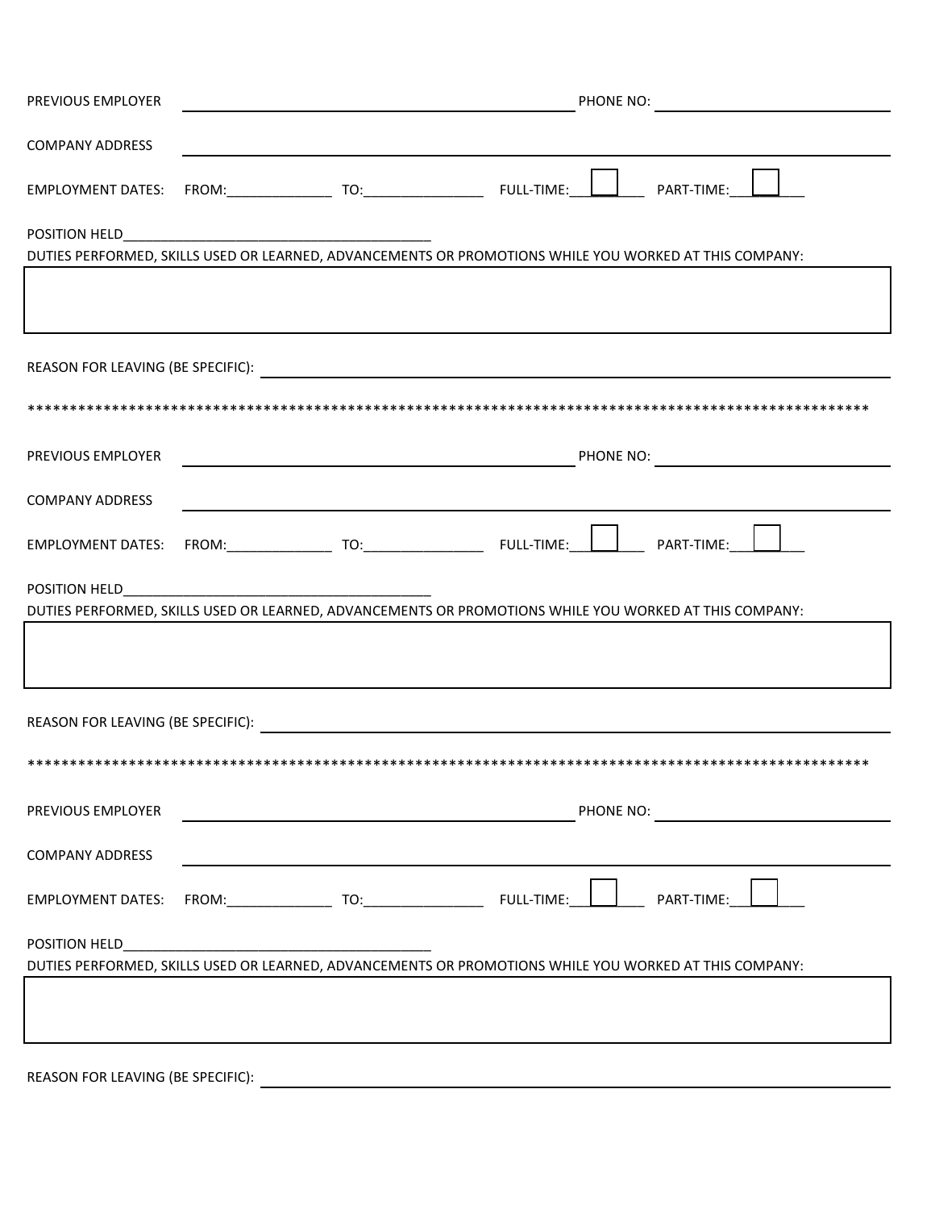PREVIOUS EMPLOYER ______________________________________________ PHONE NO: ______________________________

COMPANY ADDRESS ______________________________________________________________________________

EMPLOYMENT DATES: FROM:______________ TO:________________ FULL-TIME: ☐ PART-TIME: ☐

POSITION HELD__________________________________________

DUTIES PERFORMED, SKILLS USED OR LEARNED, ADVANCEMENTS OR PROMOTIONS WHILE YOU WORKED AT THIS COMPANY:

|   |
|---|
|   |

REASON FOR LEAVING (BE SPECIFIC): ______________________________________________________________

****************************************************************************************************

PREVIOUS EMPLOYER ______________________________________________ PHONE NO: ______________________________

COMPANY ADDRESS ______________________________________________________________________________

EMPLOYMENT DATES: FROM:______________ TO:________________ FULL-TIME: ☐ PART-TIME: ☐

POSITION HELD__________________________________________

DUTIES PERFORMED, SKILLS USED OR LEARNED, ADVANCEMENTS OR PROMOTIONS WHILE YOU WORKED AT THIS COMPANY:

|   |
|---|
|   |

REASON FOR LEAVING (BE SPECIFIC): ______________________________________________________________

****************************************************************************************************

PREVIOUS EMPLOYER ______________________________________________ PHONE NO: ______________________________

COMPANY ADDRESS ______________________________________________________________________________

EMPLOYMENT DATES: FROM:______________ TO:________________ FULL-TIME: ☐ PART-TIME: ☐

POSITION HELD__________________________________________

DUTIES PERFORMED, SKILLS USED OR LEARNED, ADVANCEMENTS OR PROMOTIONS WHILE YOU WORKED AT THIS COMPANY:

|   |
|---|
|   |

REASON FOR LEAVING (BE SPECIFIC): ______________________________________________________________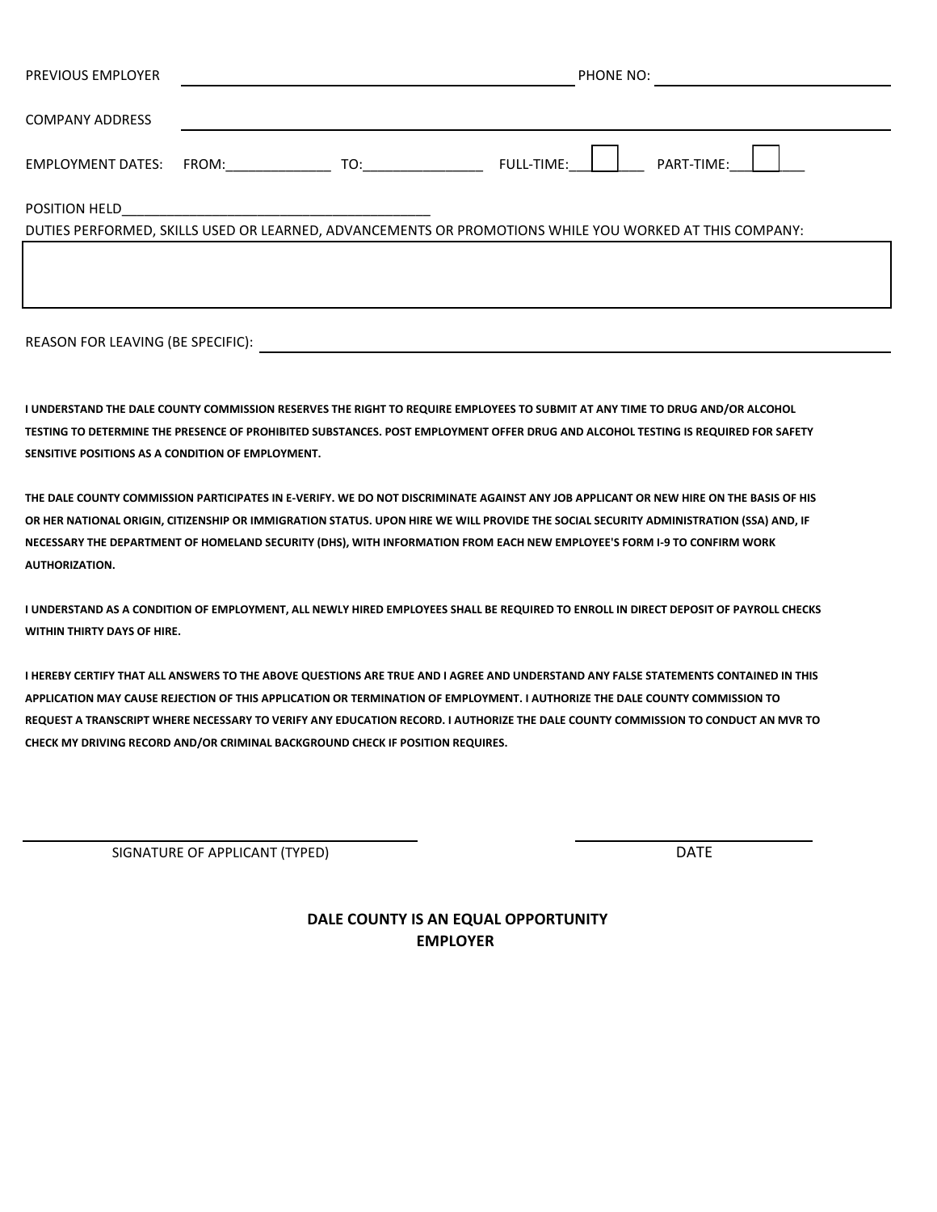PREVIOUS EMPLOYER ______________________________ PHONE NO: ____________________

COMPANY ADDRESS ____________________________________________________________

EMPLOYMENT DATES: FROM:______________ TO:________________ FULL-TIME: ☐ PART-TIME: ☐

POSITION HELD_________________________________________

DUTIES PERFORMED, SKILLS USED OR LEARNED, ADVANCEMENTS OR PROMOTIONS WHILE YOU WORKED AT THIS COMPANY:

| |
|---|
| |

REASON FOR LEAVING (BE SPECIFIC): ____________________________________________

**I UNDERSTAND THE DALE COUNTY COMMISSION RESERVES THE RIGHT TO REQUIRE EMPLOYEES TO SUBMIT AT ANY TIME TO DRUG AND/OR ALCOHOL TESTING TO DETERMINE THE PRESENCE OF PROHIBITED SUBSTANCES. POST EMPLOYMENT OFFER DRUG AND ALCOHOL TESTING IS REQUIRED FOR SAFETY SENSITIVE POSITIONS AS A CONDITION OF EMPLOYMENT.**

**THE DALE COUNTY COMMISSION PARTICIPATES IN E-VERIFY. WE DO NOT DISCRIMINATE AGAINST ANY JOB APPLICANT OR NEW HIRE ON THE BASIS OF HIS OR HER NATIONAL ORIGIN, CITIZENSHIP OR IMMIGRATION STATUS. UPON HIRE WE WILL PROVIDE THE SOCIAL SECURITY ADMINISTRATION (SSA) AND, IF NECESSARY THE DEPARTMENT OF HOMELAND SECURITY (DHS), WITH INFORMATION FROM EACH NEW EMPLOYEE'S FORM I-9 TO CONFIRM WORK AUTHORIZATION.**

**I UNDERSTAND AS A CONDITION OF EMPLOYMENT, ALL NEWLY HIRED EMPLOYEES SHALL BE REQUIRED TO ENROLL IN DIRECT DEPOSIT OF PAYROLL CHECKS WITHIN THIRTY DAYS OF HIRE.**

**I HEREBY CERTIFY THAT ALL ANSWERS TO THE ABOVE QUESTIONS ARE TRUE AND I AGREE AND UNDERSTAND ANY FALSE STATEMENTS CONTAINED IN THIS APPLICATION MAY CAUSE REJECTION OF THIS APPLICATION OR TERMINATION OF EMPLOYMENT. I AUTHORIZE THE DALE COUNTY COMMISSION TO REQUEST A TRANSCRIPT WHERE NECESSARY TO VERIFY ANY EDUCATION RECORD. I AUTHORIZE THE DALE COUNTY COMMISSION TO CONDUCT AN MVR TO CHECK MY DRIVING RECORD AND/OR CRIMINAL BACKGROUND CHECK IF POSITION REQUIRES.**

_________________________________________ ____________________

SIGNATURE OF APPLICANT (TYPED) DATE

**DALE COUNTY IS AN EQUAL OPPORTUNITY EMPLOYER**